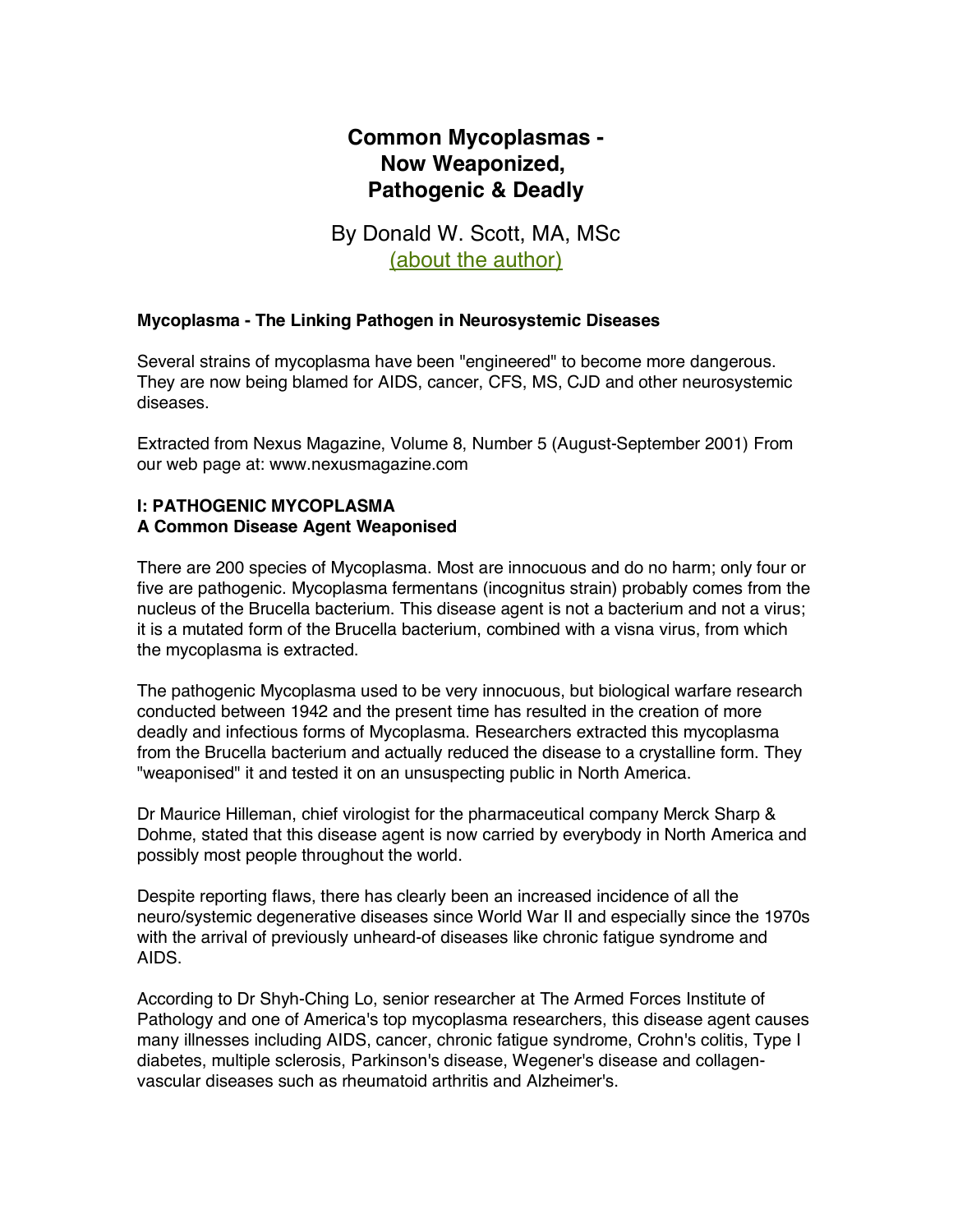# Common Mycoplasmas - Now Weaponized, Pathogenic & Deadly

By Donald W. Scott, MA, MSc
(about the author)

**Mycoplasma - The Linking Pathogen in Neurosystemic Diseases**

Several strains of mycoplasma have been "engineered" to become more dangerous. They are now being blamed for AIDS, cancer, CFS, MS, CJD and other neurosystemic diseases.

Extracted from Nexus Magazine, Volume 8, Number 5 (August-September 2001) From our web page at: www.nexusmagazine.com

## I: PATHOGENIC MYCOPLASMA
**A Common Disease Agent Weaponised**

There are 200 species of Mycoplasma. Most are innocuous and do no harm; only four or five are pathogenic. Mycoplasma fermentans (incognitus strain) probably comes from the nucleus of the Brucella bacterium. This disease agent is not a bacterium and not a virus; it is a mutated form of the Brucella bacterium, combined with a visna virus, from which the mycoplasma is extracted.

The pathogenic Mycoplasma used to be very innocuous, but biological warfare research conducted between 1942 and the present time has resulted in the creation of more deadly and infectious forms of Mycoplasma. Researchers extracted this mycoplasma from the Brucella bacterium and actually reduced the disease to a crystalline form. They "weaponised" it and tested it on an unsuspecting public in North America.

Dr Maurice Hilleman, chief virologist for the pharmaceutical company Merck Sharp & Dohme, stated that this disease agent is now carried by everybody in North America and possibly most people throughout the world.

Despite reporting flaws, there has clearly been an increased incidence of all the neuro/systemic degenerative diseases since World War II and especially since the 1970s with the arrival of previously unheard-of diseases like chronic fatigue syndrome and AIDS.

According to Dr Shyh-Ching Lo, senior researcher at The Armed Forces Institute of Pathology and one of America's top mycoplasma researchers, this disease agent causes many illnesses including AIDS, cancer, chronic fatigue syndrome, Crohn's colitis, Type I diabetes, multiple sclerosis, Parkinson's disease, Wegener's disease and collagen-vascular diseases such as rheumatoid arthritis and Alzheimer's.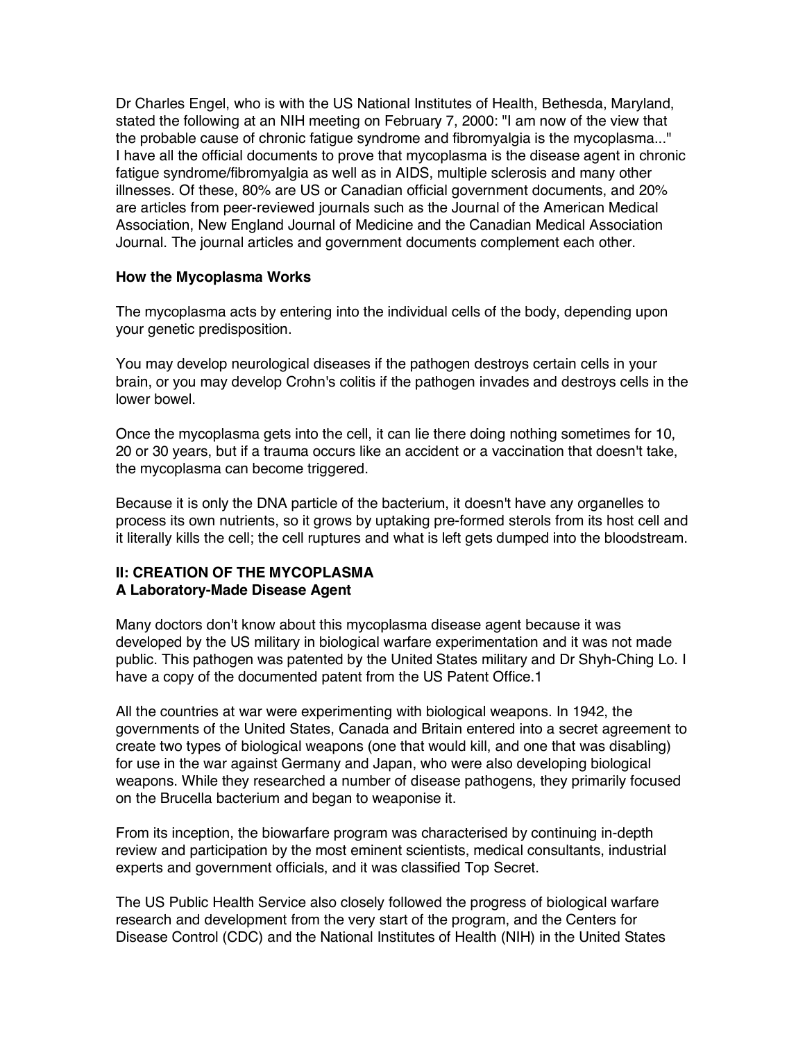Dr Charles Engel, who is with the US National Institutes of Health, Bethesda, Maryland, stated the following at an NIH meeting on February 7, 2000: "I am now of the view that the probable cause of chronic fatigue syndrome and fibromyalgia is the mycoplasma..." I have all the official documents to prove that mycoplasma is the disease agent in chronic fatigue syndrome/fibromyalgia as well as in AIDS, multiple sclerosis and many other illnesses. Of these, 80% are US or Canadian official government documents, and 20% are articles from peer-reviewed journals such as the Journal of the American Medical Association, New England Journal of Medicine and the Canadian Medical Association Journal. The journal articles and government documents complement each other.

**How the Mycoplasma Works**

The mycoplasma acts by entering into the individual cells of the body, depending upon your genetic predisposition.

You may develop neurological diseases if the pathogen destroys certain cells in your brain, or you may develop Crohn's colitis if the pathogen invades and destroys cells in the lower bowel.

Once the mycoplasma gets into the cell, it can lie there doing nothing sometimes for 10, 20 or 30 years, but if a trauma occurs like an accident or a vaccination that doesn't take, the mycoplasma can become triggered.

Because it is only the DNA particle of the bacterium, it doesn't have any organelles to process its own nutrients, so it grows by uptaking pre-formed sterols from its host cell and it literally kills the cell; the cell ruptures and what is left gets dumped into the bloodstream.

**II: CREATION OF THE MYCOPLASMA**
**A Laboratory-Made Disease Agent**

Many doctors don't know about this mycoplasma disease agent because it was developed by the US military in biological warfare experimentation and it was not made public. This pathogen was patented by the United States military and Dr Shyh-Ching Lo. I have a copy of the documented patent from the US Patent Office.1

All the countries at war were experimenting with biological weapons. In 1942, the governments of the United States, Canada and Britain entered into a secret agreement to create two types of biological weapons (one that would kill, and one that was disabling) for use in the war against Germany and Japan, who were also developing biological weapons. While they researched a number of disease pathogens, they primarily focused on the Brucella bacterium and began to weaponise it.

From its inception, the biowarfare program was characterised by continuing in-depth review and participation by the most eminent scientists, medical consultants, industrial experts and government officials, and it was classified Top Secret.

The US Public Health Service also closely followed the progress of biological warfare research and development from the very start of the program, and the Centers for Disease Control (CDC) and the National Institutes of Health (NIH) in the United States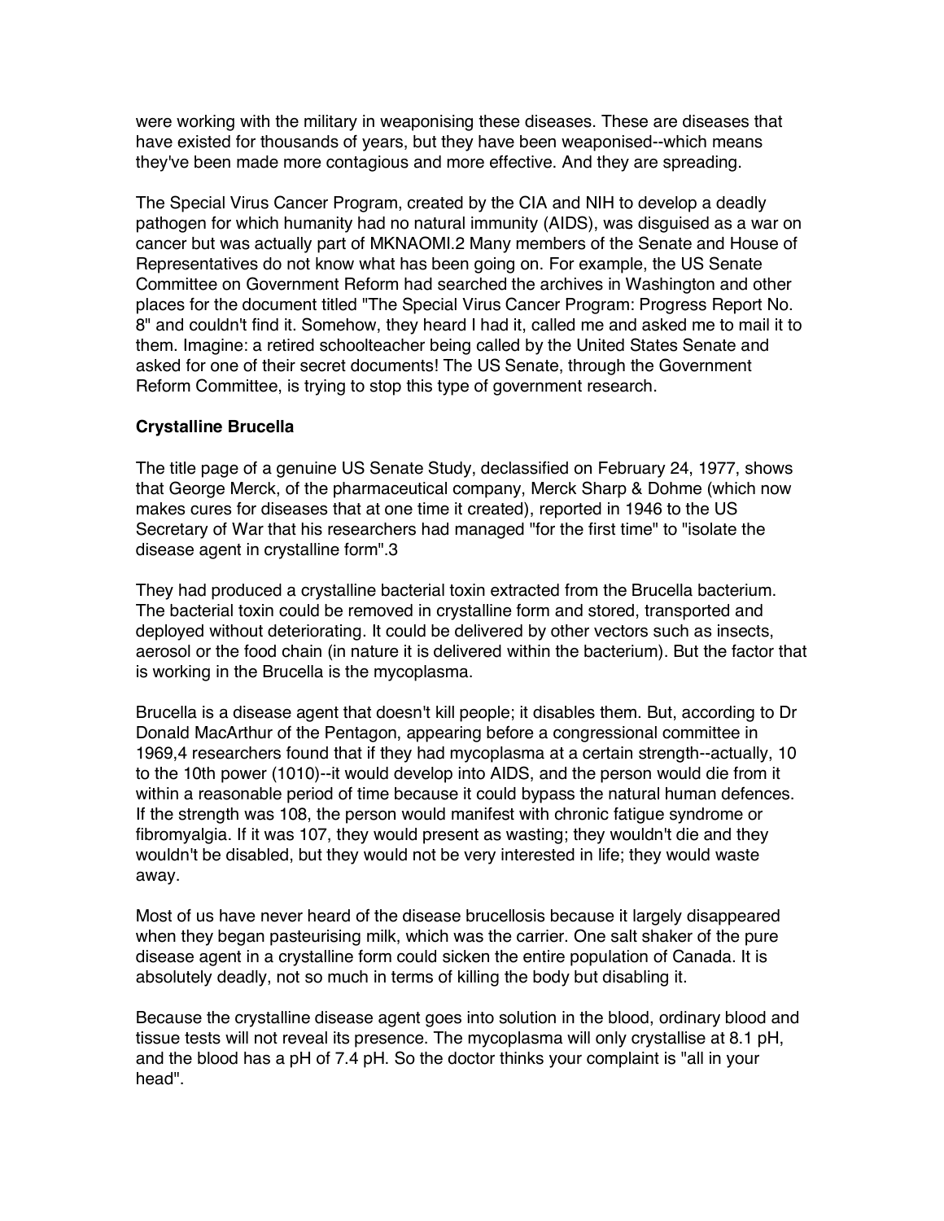were working with the military in weaponising these diseases. These are diseases that have existed for thousands of years, but they have been weaponised--which means they've been made more contagious and more effective. And they are spreading.

The Special Virus Cancer Program, created by the CIA and NIH to develop a deadly pathogen for which humanity had no natural immunity (AIDS), was disguised as a war on cancer but was actually part of MKNAOMI.[2] Many members of the Senate and House of Representatives do not know what has been going on. For example, the US Senate Committee on Government Reform had searched the archives in Washington and other places for the document titled "The Special Virus Cancer Program: Progress Report No. 8" and couldn't find it. Somehow, they heard I had it, called me and asked me to mail it to them. Imagine: a retired schoolteacher being called by the United States Senate and asked for one of their secret documents! The US Senate, through the Government Reform Committee, is trying to stop this type of government research.

**Crystalline Brucella**

The title page of a genuine US Senate Study, declassified on February 24, 1977, shows that George Merck, of the pharmaceutical company, Merck Sharp & Dohme (which now makes cures for diseases that at one time it created), reported in 1946 to the US Secretary of War that his researchers had managed "for the first time" to "isolate the disease agent in crystalline form".[3]

They had produced a crystalline bacterial toxin extracted from the Brucella bacterium. The bacterial toxin could be removed in crystalline form and stored, transported and deployed without deteriorating. It could be delivered by other vectors such as insects, aerosol or the food chain (in nature it is delivered within the bacterium). But the factor that is working in the Brucella is the mycoplasma.

Brucella is a disease agent that doesn't kill people; it disables them. But, according to Dr Donald MacArthur of the Pentagon, appearing before a congressional committee in 1969,[4] researchers found that if they had mycoplasma at a certain strength--actually, 10 to the 10th power (1010)--it would develop into AIDS, and the person would die from it within a reasonable period of time because it could bypass the natural human defences. If the strength was 108, the person would manifest with chronic fatigue syndrome or fibromyalgia. If it was 107, they would present as wasting; they wouldn't die and they wouldn't be disabled, but they would not be very interested in life; they would waste away.

Most of us have never heard of the disease brucellosis because it largely disappeared when they began pasteurising milk, which was the carrier. One salt shaker of the pure disease agent in a crystalline form could sicken the entire population of Canada. It is absolutely deadly, not so much in terms of killing the body but disabling it.

Because the crystalline disease agent goes into solution in the blood, ordinary blood and tissue tests will not reveal its presence. The mycoplasma will only crystallise at 8.1 pH, and the blood has a pH of 7.4 pH. So the doctor thinks your complaint is "all in your head".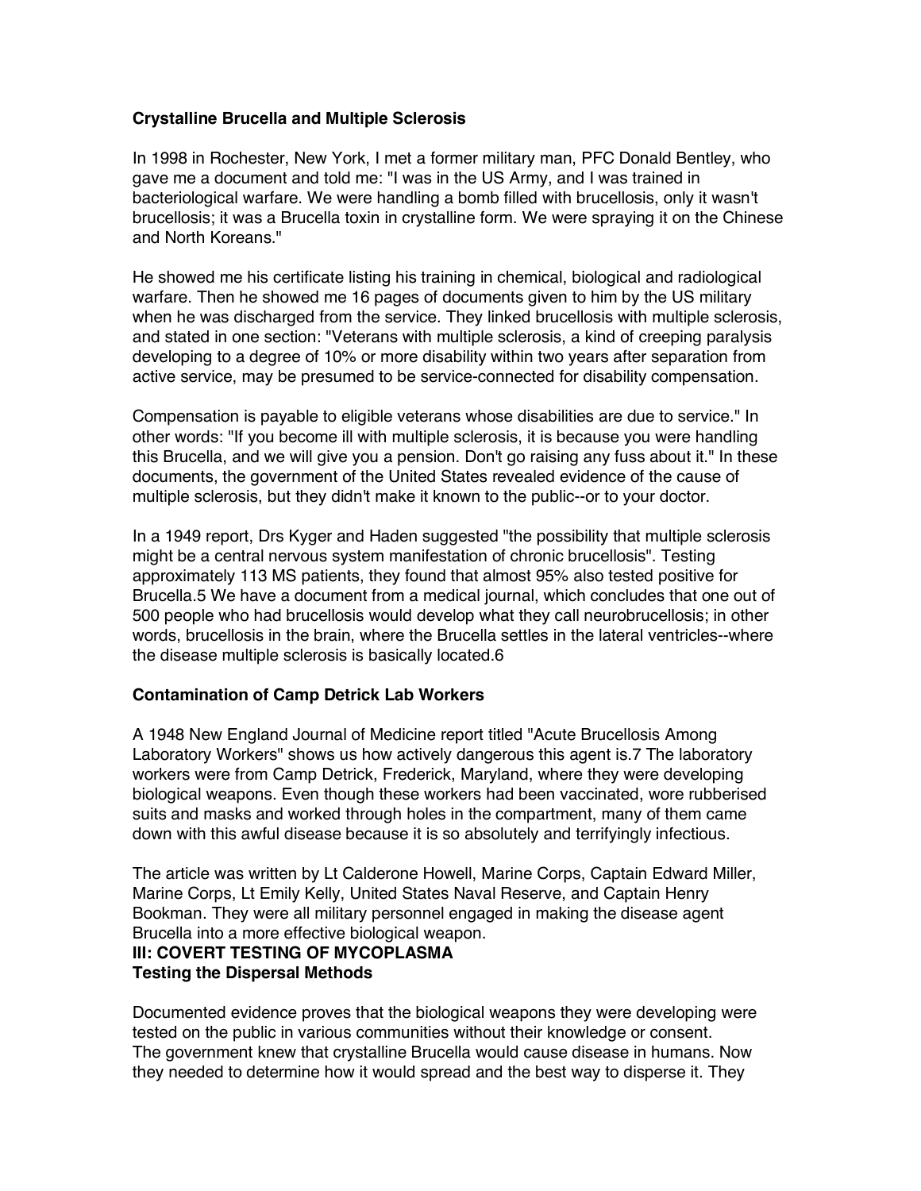### Crystalline Brucella and Multiple Sclerosis

In 1998 in Rochester, New York, I met a former military man, PFC Donald Bentley, who gave me a document and told me: "I was in the US Army, and I was trained in bacteriological warfare. We were handling a bomb filled with brucellosis, only it wasn't brucellosis; it was a Brucella toxin in crystalline form. We were spraying it on the Chinese and North Koreans."

He showed me his certificate listing his training in chemical, biological and radiological warfare. Then he showed me 16 pages of documents given to him by the US military when he was discharged from the service. They linked brucellosis with multiple sclerosis, and stated in one section: "Veterans with multiple sclerosis, a kind of creeping paralysis developing to a degree of 10% or more disability within two years after separation from active service, may be presumed to be service-connected for disability compensation.

Compensation is payable to eligible veterans whose disabilities are due to service." In other words: "If you become ill with multiple sclerosis, it is because you were handling this Brucella, and we will give you a pension. Don't go raising any fuss about it." In these documents, the government of the United States revealed evidence of the cause of multiple sclerosis, but they didn't make it known to the public--or to your doctor.

In a 1949 report, Drs Kyger and Haden suggested "the possibility that multiple sclerosis might be a central nervous system manifestation of chronic brucellosis". Testing approximately 113 MS patients, they found that almost 95% also tested positive for Brucella.5 We have a document from a medical journal, which concludes that one out of 500 people who had brucellosis would develop what they call neurobrucellosis; in other words, brucellosis in the brain, where the Brucella settles in the lateral ventricles--where the disease multiple sclerosis is basically located.6

### Contamination of Camp Detrick Lab Workers

A 1948 New England Journal of Medicine report titled "Acute Brucellosis Among Laboratory Workers" shows us how actively dangerous this agent is.7 The laboratory workers were from Camp Detrick, Frederick, Maryland, where they were developing biological weapons. Even though these workers had been vaccinated, wore rubberised suits and masks and worked through holes in the compartment, many of them came down with this awful disease because it is so absolutely and terrifyingly infectious.

The article was written by Lt Calderone Howell, Marine Corps, Captain Edward Miller, Marine Corps, Lt Emily Kelly, United States Naval Reserve, and Captain Henry Bookman. They were all military personnel engaged in making the disease agent Brucella into a more effective biological weapon.

## III: COVERT TESTING OF MYCOPLASMA

### Testing the Dispersal Methods

Documented evidence proves that the biological weapons they were developing were tested on the public in various communities without their knowledge or consent.
The government knew that crystalline Brucella would cause disease in humans. Now they needed to determine how it would spread and the best way to disperse it. They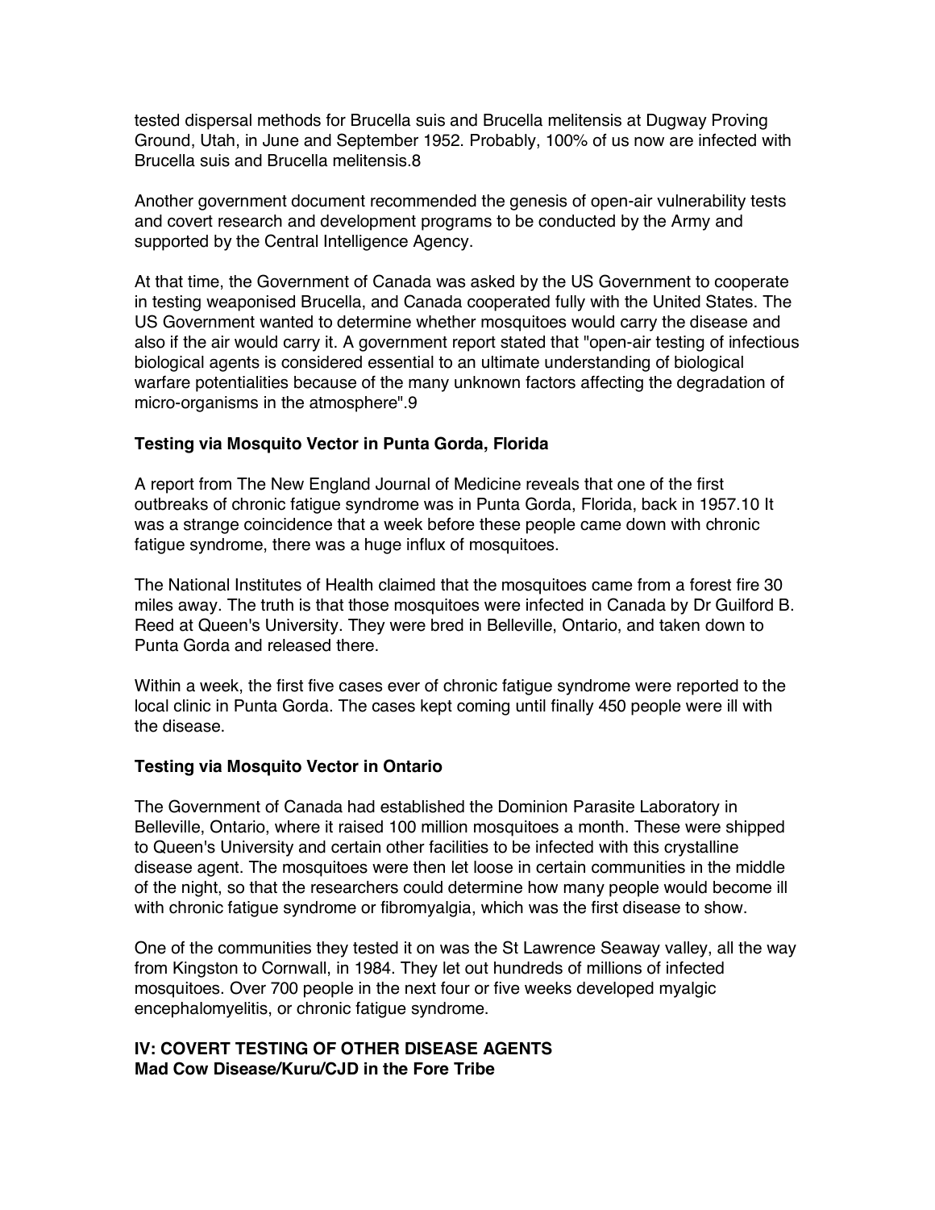tested dispersal methods for Brucella suis and Brucella melitensis at Dugway Proving Ground, Utah, in June and September 1952. Probably, 100% of us now are infected with Brucella suis and Brucella melitensis.8

Another government document recommended the genesis of open-air vulnerability tests and covert research and development programs to be conducted by the Army and supported by the Central Intelligence Agency.

At that time, the Government of Canada was asked by the US Government to cooperate in testing weaponised Brucella, and Canada cooperated fully with the United States. The US Government wanted to determine whether mosquitoes would carry the disease and also if the air would carry it. A government report stated that "open-air testing of infectious biological agents is considered essential to an ultimate understanding of biological warfare potentialities because of the many unknown factors affecting the degradation of micro-organisms in the atmosphere".9

**Testing via Mosquito Vector in Punta Gorda, Florida**

A report from The New England Journal of Medicine reveals that one of the first outbreaks of chronic fatigue syndrome was in Punta Gorda, Florida, back in 1957.10 It was a strange coincidence that a week before these people came down with chronic fatigue syndrome, there was a huge influx of mosquitoes.

The National Institutes of Health claimed that the mosquitoes came from a forest fire 30 miles away. The truth is that those mosquitoes were infected in Canada by Dr Guilford B. Reed at Queen's University. They were bred in Belleville, Ontario, and taken down to Punta Gorda and released there.

Within a week, the first five cases ever of chronic fatigue syndrome were reported to the local clinic in Punta Gorda. The cases kept coming until finally 450 people were ill with the disease.

**Testing via Mosquito Vector in Ontario**

The Government of Canada had established the Dominion Parasite Laboratory in Belleville, Ontario, where it raised 100 million mosquitoes a month. These were shipped to Queen's University and certain other facilities to be infected with this crystalline disease agent. The mosquitoes were then let loose in certain communities in the middle of the night, so that the researchers could determine how many people would become ill with chronic fatigue syndrome or fibromyalgia, which was the first disease to show.

One of the communities they tested it on was the St Lawrence Seaway valley, all the way from Kingston to Cornwall, in 1984. They let out hundreds of millions of infected mosquitoes. Over 700 people in the next four or five weeks developed myalgic encephalomyelitis, or chronic fatigue syndrome.

## IV: COVERT TESTING OF OTHER DISEASE AGENTS

### Mad Cow Disease/Kuru/CJD in the Fore Tribe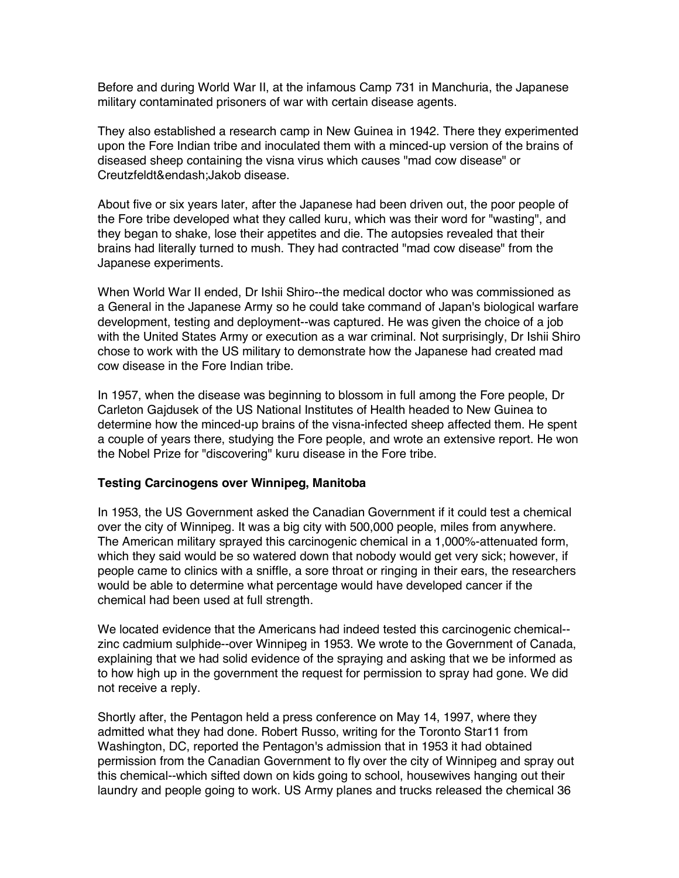Before and during World War II, at the infamous Camp 731 in Manchuria, the Japanese military contaminated prisoners of war with certain disease agents.

They also established a research camp in New Guinea in 1942. There they experimented upon the Fore Indian tribe and inoculated them with a minced-up version of the brains of diseased sheep containing the visna virus which causes "mad cow disease" or Creutzfeldt&endash;Jakob disease.

About five or six years later, after the Japanese had been driven out, the poor people of the Fore tribe developed what they called kuru, which was their word for "wasting", and they began to shake, lose their appetites and die. The autopsies revealed that their brains had literally turned to mush. They had contracted "mad cow disease" from the Japanese experiments.

When World War II ended, Dr Ishii Shiro--the medical doctor who was commissioned as a General in the Japanese Army so he could take command of Japan's biological warfare development, testing and deployment--was captured. He was given the choice of a job with the United States Army or execution as a war criminal. Not surprisingly, Dr Ishii Shiro chose to work with the US military to demonstrate how the Japanese had created mad cow disease in the Fore Indian tribe.

In 1957, when the disease was beginning to blossom in full among the Fore people, Dr Carleton Gajdusek of the US National Institutes of Health headed to New Guinea to determine how the minced-up brains of the visna-infected sheep affected them. He spent a couple of years there, studying the Fore people, and wrote an extensive report. He won the Nobel Prize for "discovering" kuru disease in the Fore tribe.

**Testing Carcinogens over Winnipeg, Manitoba**

In 1953, the US Government asked the Canadian Government if it could test a chemical over the city of Winnipeg. It was a big city with 500,000 people, miles from anywhere. The American military sprayed this carcinogenic chemical in a 1,000%-attenuated form, which they said would be so watered down that nobody would get very sick; however, if people came to clinics with a sniffle, a sore throat or ringing in their ears, the researchers would be able to determine what percentage would have developed cancer if the chemical had been used at full strength.

We located evidence that the Americans had indeed tested this carcinogenic chemical--zinc cadmium sulphide--over Winnipeg in 1953. We wrote to the Government of Canada, explaining that we had solid evidence of the spraying and asking that we be informed as to how high up in the government the request for permission to spray had gone. We did not receive a reply.

Shortly after, the Pentagon held a press conference on May 14, 1997, where they admitted what they had done. Robert Russo, writing for the Toronto Star11 from Washington, DC, reported the Pentagon's admission that in 1953 it had obtained permission from the Canadian Government to fly over the city of Winnipeg and spray out this chemical--which sifted down on kids going to school, housewives hanging out their laundry and people going to work. US Army planes and trucks released the chemical 36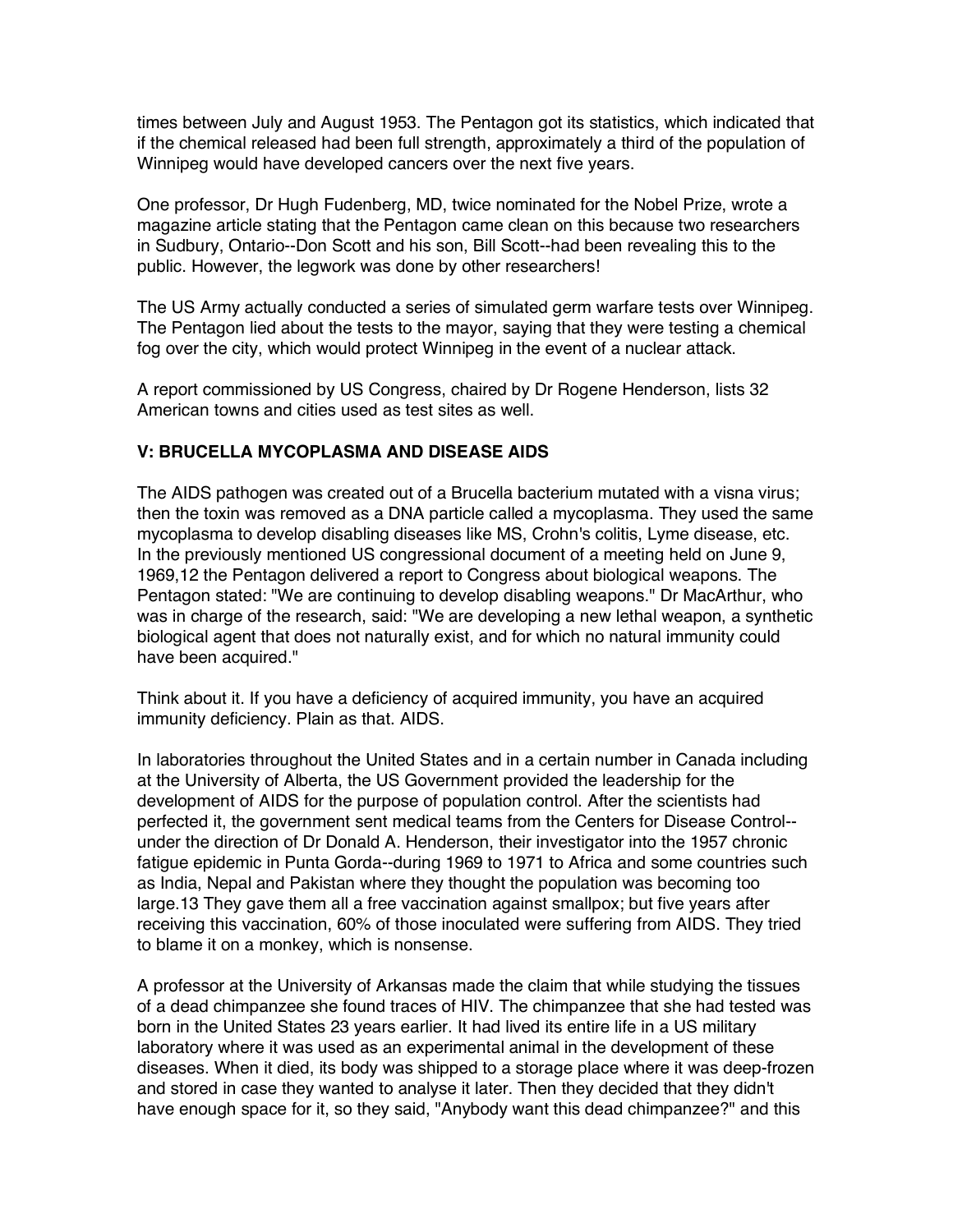times between July and August 1953. The Pentagon got its statistics, which indicated that if the chemical released had been full strength, approximately a third of the population of Winnipeg would have developed cancers over the next five years.

One professor, Dr Hugh Fudenberg, MD, twice nominated for the Nobel Prize, wrote a magazine article stating that the Pentagon came clean on this because two researchers in Sudbury, Ontario--Don Scott and his son, Bill Scott--had been revealing this to the public. However, the legwork was done by other researchers!

The US Army actually conducted a series of simulated germ warfare tests over Winnipeg. The Pentagon lied about the tests to the mayor, saying that they were testing a chemical fog over the city, which would protect Winnipeg in the event of a nuclear attack.

A report commissioned by US Congress, chaired by Dr Rogene Henderson, lists 32 American towns and cities used as test sites as well.

**V: BRUCELLA MYCOPLASMA AND DISEASE AIDS**

The AIDS pathogen was created out of a Brucella bacterium mutated with a visna virus; then the toxin was removed as a DNA particle called a mycoplasma. They used the same mycoplasma to develop disabling diseases like MS, Crohn's colitis, Lyme disease, etc. In the previously mentioned US congressional document of a meeting held on June 9, 1969,12 the Pentagon delivered a report to Congress about biological weapons. The Pentagon stated: "We are continuing to develop disabling weapons." Dr MacArthur, who was in charge of the research, said: "We are developing a new lethal weapon, a synthetic biological agent that does not naturally exist, and for which no natural immunity could have been acquired."

Think about it. If you have a deficiency of acquired immunity, you have an acquired immunity deficiency. Plain as that. AIDS.

In laboratories throughout the United States and in a certain number in Canada including at the University of Alberta, the US Government provided the leadership for the development of AIDS for the purpose of population control. After the scientists had perfected it, the government sent medical teams from the Centers for Disease Control--under the direction of Dr Donald A. Henderson, their investigator into the 1957 chronic fatigue epidemic in Punta Gorda--during 1969 to 1971 to Africa and some countries such as India, Nepal and Pakistan where they thought the population was becoming too large.13 They gave them all a free vaccination against smallpox; but five years after receiving this vaccination, 60% of those inoculated were suffering from AIDS. They tried to blame it on a monkey, which is nonsense.

A professor at the University of Arkansas made the claim that while studying the tissues of a dead chimpanzee she found traces of HIV. The chimpanzee that she had tested was born in the United States 23 years earlier. It had lived its entire life in a US military laboratory where it was used as an experimental animal in the development of these diseases. When it died, its body was shipped to a storage place where it was deep-frozen and stored in case they wanted to analyse it later. Then they decided that they didn't have enough space for it, so they said, "Anybody want this dead chimpanzee?" and this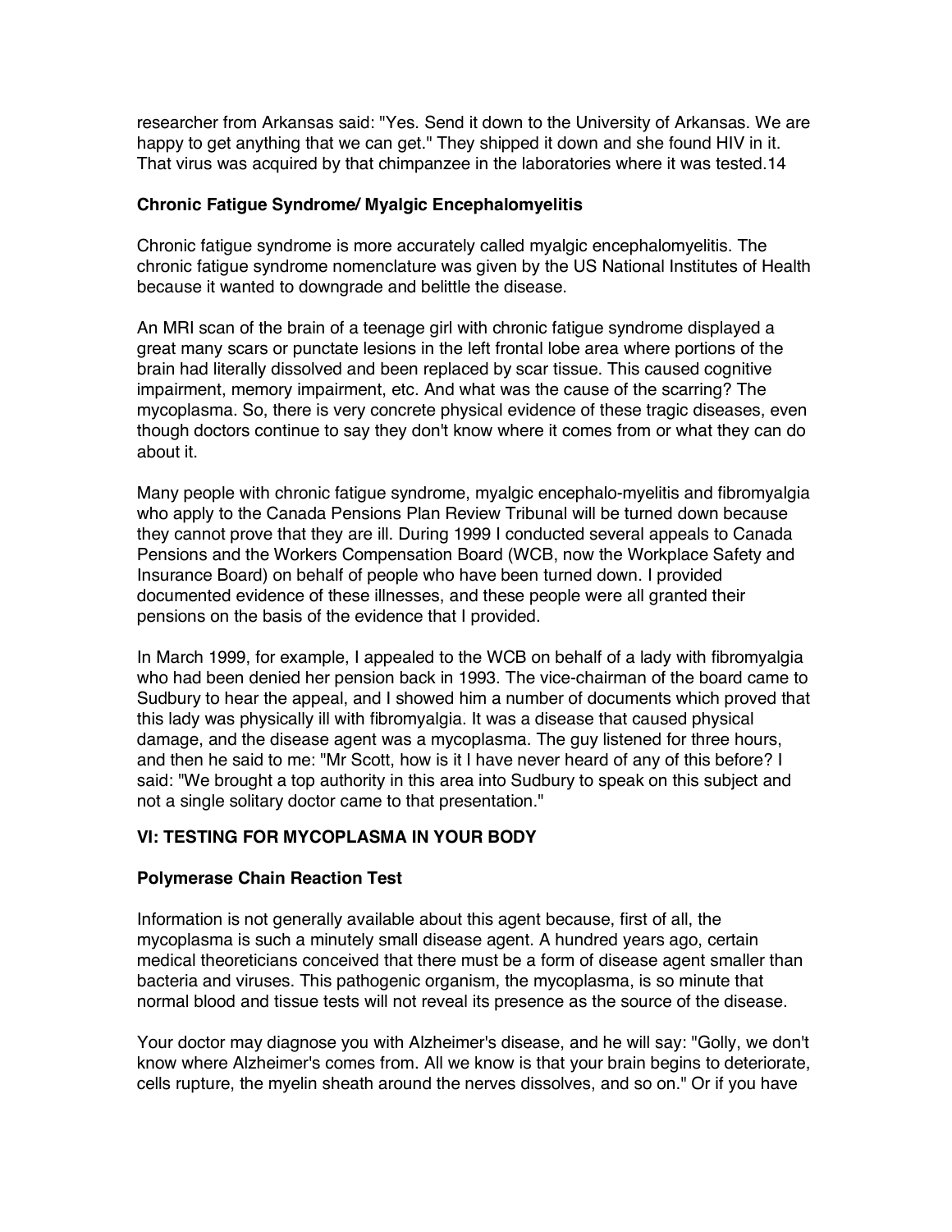researcher from Arkansas said: "Yes. Send it down to the University of Arkansas. We are happy to get anything that we can get." They shipped it down and she found HIV in it. That virus was acquired by that chimpanzee in the laboratories where it was tested.14

### Chronic Fatigue Syndrome/ Myalgic Encephalomyelitis

Chronic fatigue syndrome is more accurately called myalgic encephalomyelitis. The chronic fatigue syndrome nomenclature was given by the US National Institutes of Health because it wanted to downgrade and belittle the disease.

An MRI scan of the brain of a teenage girl with chronic fatigue syndrome displayed a great many scars or punctate lesions in the left frontal lobe area where portions of the brain had literally dissolved and been replaced by scar tissue. This caused cognitive impairment, memory impairment, etc. And what was the cause of the scarring? The mycoplasma. So, there is very concrete physical evidence of these tragic diseases, even though doctors continue to say they don't know where it comes from or what they can do about it.

Many people with chronic fatigue syndrome, myalgic encephalo-myelitis and fibromyalgia who apply to the Canada Pensions Plan Review Tribunal will be turned down because they cannot prove that they are ill. During 1999 I conducted several appeals to Canada Pensions and the Workers Compensation Board (WCB, now the Workplace Safety and Insurance Board) on behalf of people who have been turned down. I provided documented evidence of these illnesses, and these people were all granted their pensions on the basis of the evidence that I provided.

In March 1999, for example, I appealed to the WCB on behalf of a lady with fibromyalgia who had been denied her pension back in 1993. The vice-chairman of the board came to Sudbury to hear the appeal, and I showed him a number of documents which proved that this lady was physically ill with fibromyalgia. It was a disease that caused physical damage, and the disease agent was a mycoplasma. The guy listened for three hours, and then he said to me: "Mr Scott, how is it I have never heard of any of this before? I said: "We brought a top authority in this area into Sudbury to speak on this subject and not a single solitary doctor came to that presentation."

## VI: TESTING FOR MYCOPLASMA IN YOUR BODY

### Polymerase Chain Reaction Test

Information is not generally available about this agent because, first of all, the mycoplasma is such a minutely small disease agent. A hundred years ago, certain medical theoreticians conceived that there must be a form of disease agent smaller than bacteria and viruses. This pathogenic organism, the mycoplasma, is so minute that normal blood and tissue tests will not reveal its presence as the source of the disease.

Your doctor may diagnose you with Alzheimer's disease, and he will say: "Golly, we don't know where Alzheimer's comes from. All we know is that your brain begins to deteriorate, cells rupture, the myelin sheath around the nerves dissolves, and so on." Or if you have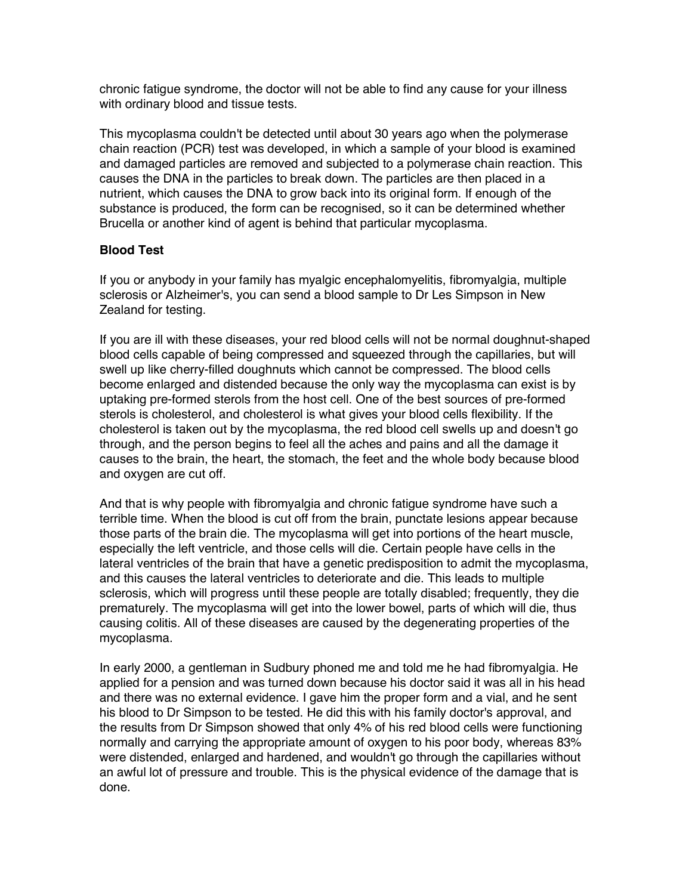chronic fatigue syndrome, the doctor will not be able to find any cause for your illness with ordinary blood and tissue tests.

This mycoplasma couldn't be detected until about 30 years ago when the polymerase chain reaction (PCR) test was developed, in which a sample of your blood is examined and damaged particles are removed and subjected to a polymerase chain reaction. This causes the DNA in the particles to break down. The particles are then placed in a nutrient, which causes the DNA to grow back into its original form. If enough of the substance is produced, the form can be recognised, so it can be determined whether Brucella or another kind of agent is behind that particular mycoplasma.

**Blood Test**

If you or anybody in your family has myalgic encephalomyelitis, fibromyalgia, multiple sclerosis or Alzheimer's, you can send a blood sample to Dr Les Simpson in New Zealand for testing.

If you are ill with these diseases, your red blood cells will not be normal doughnut-shaped blood cells capable of being compressed and squeezed through the capillaries, but will swell up like cherry-filled doughnuts which cannot be compressed. The blood cells become enlarged and distended because the only way the mycoplasma can exist is by uptaking pre-formed sterols from the host cell. One of the best sources of pre-formed sterols is cholesterol, and cholesterol is what gives your blood cells flexibility. If the cholesterol is taken out by the mycoplasma, the red blood cell swells up and doesn't go through, and the person begins to feel all the aches and pains and all the damage it causes to the brain, the heart, the stomach, the feet and the whole body because blood and oxygen are cut off.

And that is why people with fibromyalgia and chronic fatigue syndrome have such a terrible time. When the blood is cut off from the brain, punctate lesions appear because those parts of the brain die. The mycoplasma will get into portions of the heart muscle, especially the left ventricle, and those cells will die. Certain people have cells in the lateral ventricles of the brain that have a genetic predisposition to admit the mycoplasma, and this causes the lateral ventricles to deteriorate and die. This leads to multiple sclerosis, which will progress until these people are totally disabled; frequently, they die prematurely. The mycoplasma will get into the lower bowel, parts of which will die, thus causing colitis. All of these diseases are caused by the degenerating properties of the mycoplasma.

In early 2000, a gentleman in Sudbury phoned me and told me he had fibromyalgia. He applied for a pension and was turned down because his doctor said it was all in his head and there was no external evidence. I gave him the proper form and a vial, and he sent his blood to Dr Simpson to be tested. He did this with his family doctor's approval, and the results from Dr Simpson showed that only 4% of his red blood cells were functioning normally and carrying the appropriate amount of oxygen to his poor body, whereas 83% were distended, enlarged and hardened, and wouldn't go through the capillaries without an awful lot of pressure and trouble. This is the physical evidence of the damage that is done.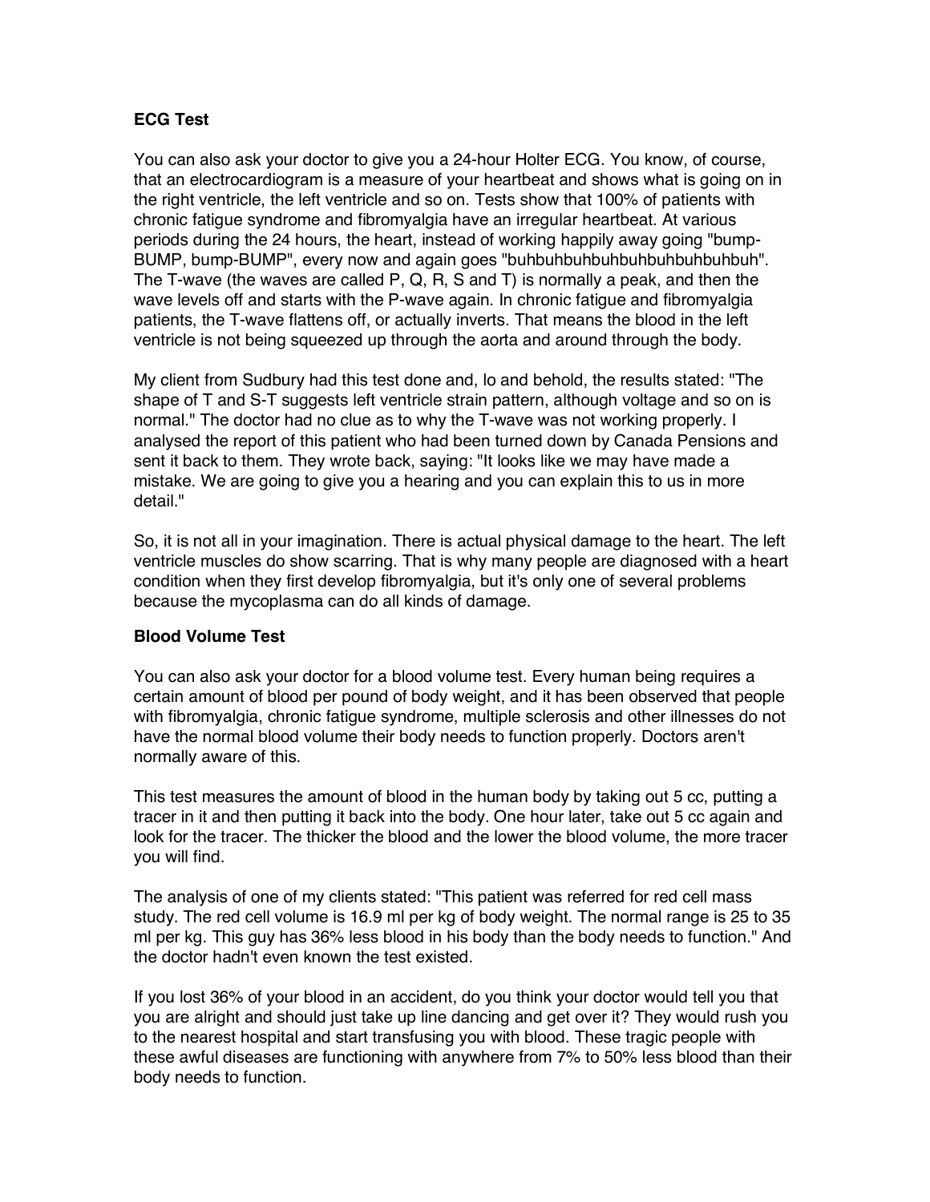**ECG Test**

You can also ask your doctor to give you a 24-hour Holter ECG. You know, of course, that an electrocardiogram is a measure of your heartbeat and shows what is going on in the right ventricle, the left ventricle and so on. Tests show that 100% of patients with chronic fatigue syndrome and fibromyalgia have an irregular heartbeat. At various periods during the 24 hours, the heart, instead of working happily away going "bump-BUMP, bump-BUMP", every now and again goes "buhbuhbuhbuhbuhbuhbuhbuhbuh". The T-wave (the waves are called P, Q, R, S and T) is normally a peak, and then the wave levels off and starts with the P-wave again. In chronic fatigue and fibromyalgia patients, the T-wave flattens off, or actually inverts. That means the blood in the left ventricle is not being squeezed up through the aorta and around through the body.

My client from Sudbury had this test done and, lo and behold, the results stated: "The shape of T and S-T suggests left ventricle strain pattern, although voltage and so on is normal." The doctor had no clue as to why the T-wave was not working properly. I analysed the report of this patient who had been turned down by Canada Pensions and sent it back to them. They wrote back, saying: "It looks like we may have made a mistake. We are going to give you a hearing and you can explain this to us in more detail."

So, it is not all in your imagination. There is actual physical damage to the heart. The left ventricle muscles do show scarring. That is why many people are diagnosed with a heart condition when they first develop fibromyalgia, but it's only one of several problems because the mycoplasma can do all kinds of damage.

**Blood Volume Test**

You can also ask your doctor for a blood volume test. Every human being requires a certain amount of blood per pound of body weight, and it has been observed that people with fibromyalgia, chronic fatigue syndrome, multiple sclerosis and other illnesses do not have the normal blood volume their body needs to function properly. Doctors aren't normally aware of this.

This test measures the amount of blood in the human body by taking out 5 cc, putting a tracer in it and then putting it back into the body. One hour later, take out 5 cc again and look for the tracer. The thicker the blood and the lower the blood volume, the more tracer you will find.

The analysis of one of my clients stated: "This patient was referred for red cell mass study. The red cell volume is 16.9 ml per kg of body weight. The normal range is 25 to 35 ml per kg. This guy has 36% less blood in his body than the body needs to function." And the doctor hadn't even known the test existed.

If you lost 36% of your blood in an accident, do you think your doctor would tell you that you are alright and should just take up line dancing and get over it? They would rush you to the nearest hospital and start transfusing you with blood. These tragic people with these awful diseases are functioning with anywhere from 7% to 50% less blood than their body needs to function.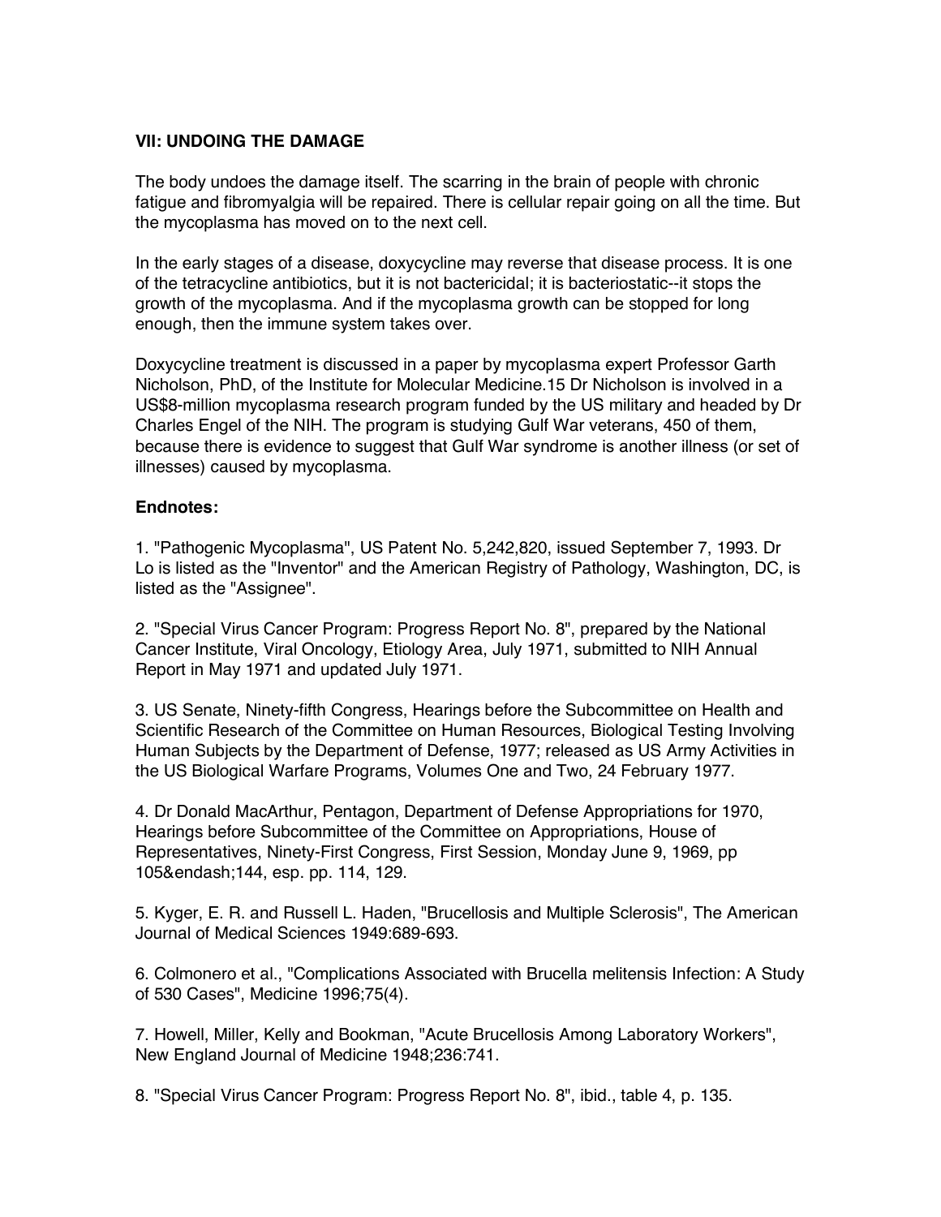### VII: UNDOING THE DAMAGE

The body undoes the damage itself. The scarring in the brain of people with chronic fatigue and fibromyalgia will be repaired. There is cellular repair going on all the time. But the mycoplasma has moved on to the next cell.

In the early stages of a disease, doxycycline may reverse that disease process. It is one of the tetracycline antibiotics, but it is not bactericidal; it is bacteriostatic--it stops the growth of the mycoplasma. And if the mycoplasma growth can be stopped for long enough, then the immune system takes over.

Doxycycline treatment is discussed in a paper by mycoplasma expert Professor Garth Nicholson, PhD, of the Institute for Molecular Medicine.15 Dr Nicholson is involved in a US$8-million mycoplasma research program funded by the US military and headed by Dr Charles Engel of the NIH. The program is studying Gulf War veterans, 450 of them, because there is evidence to suggest that Gulf War syndrome is another illness (or set of illnesses) caused by mycoplasma.

**Endnotes:**

1. "Pathogenic Mycoplasma", US Patent No. 5,242,820, issued September 7, 1993. Dr Lo is listed as the "Inventor" and the American Registry of Pathology, Washington, DC, is listed as the "Assignee".

2. "Special Virus Cancer Program: Progress Report No. 8", prepared by the National Cancer Institute, Viral Oncology, Etiology Area, July 1971, submitted to NIH Annual Report in May 1971 and updated July 1971.

3. US Senate, Ninety-fifth Congress, Hearings before the Subcommittee on Health and Scientific Research of the Committee on Human Resources, Biological Testing Involving Human Subjects by the Department of Defense, 1977; released as US Army Activities in the US Biological Warfare Programs, Volumes One and Two, 24 February 1977.

4. Dr Donald MacArthur, Pentagon, Department of Defense Appropriations for 1970, Hearings before Subcommittee of the Committee on Appropriations, House of Representatives, Ninety-First Congress, First Session, Monday June 9, 1969, pp 105&endash;144, esp. pp. 114, 129.

5. Kyger, E. R. and Russell L. Haden, "Brucellosis and Multiple Sclerosis", The American Journal of Medical Sciences 1949:689-693.

6. Colmonero et al., "Complications Associated with Brucella melitensis Infection: A Study of 530 Cases", Medicine 1996;75(4).

7. Howell, Miller, Kelly and Bookman, "Acute Brucellosis Among Laboratory Workers", New England Journal of Medicine 1948;236:741.

8. "Special Virus Cancer Program: Progress Report No. 8", ibid., table 4, p. 135.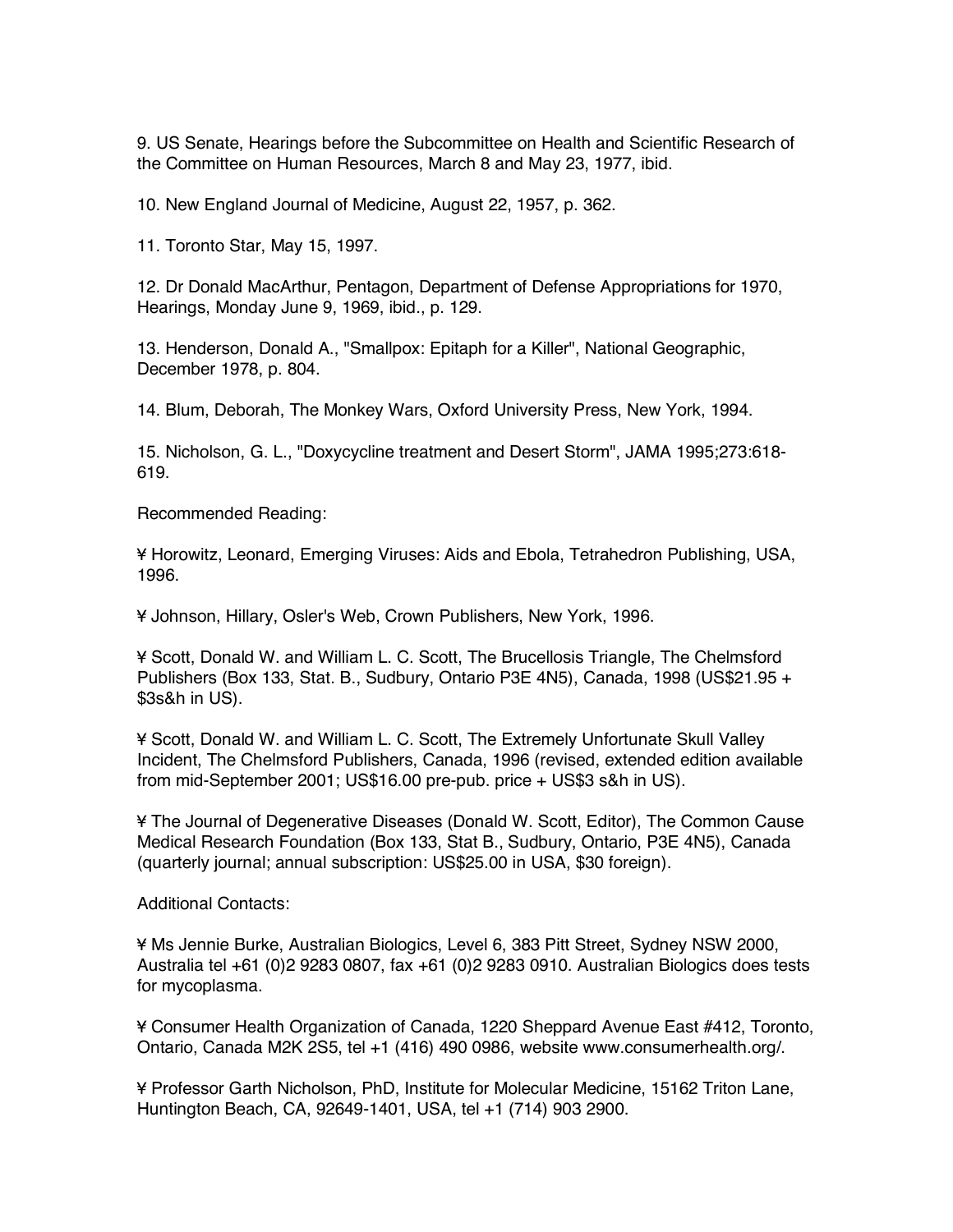9. US Senate, Hearings before the Subcommittee on Health and Scientific Research of the Committee on Human Resources, March 8 and May 23, 1977, ibid.

10. New England Journal of Medicine, August 22, 1957, p. 362.

11. Toronto Star, May 15, 1997.

12. Dr Donald MacArthur, Pentagon, Department of Defense Appropriations for 1970, Hearings, Monday June 9, 1969, ibid., p. 129.

13. Henderson, Donald A., "Smallpox: Epitaph for a Killer", National Geographic, December 1978, p. 804.

14. Blum, Deborah, The Monkey Wars, Oxford University Press, New York, 1994.

15. Nicholson, G. L., "Doxycycline treatment and Desert Storm", JAMA 1995;273:618-619.

Recommended Reading:

¥ Horowitz, Leonard, Emerging Viruses: Aids and Ebola, Tetrahedron Publishing, USA, 1996.

¥ Johnson, Hillary, Osler's Web, Crown Publishers, New York, 1996.

¥ Scott, Donald W. and William L. C. Scott, The Brucellosis Triangle, The Chelmsford Publishers (Box 133, Stat. B., Sudbury, Ontario P3E 4N5), Canada, 1998 (US$21.95 + $3s&h in US).

¥ Scott, Donald W. and William L. C. Scott, The Extremely Unfortunate Skull Valley Incident, The Chelmsford Publishers, Canada, 1996 (revised, extended edition available from mid-September 2001; US$16.00 pre-pub. price + US$3 s&h in US).

¥ The Journal of Degenerative Diseases (Donald W. Scott, Editor), The Common Cause Medical Research Foundation (Box 133, Stat B., Sudbury, Ontario, P3E 4N5), Canada (quarterly journal; annual subscription: US$25.00 in USA, $30 foreign).

Additional Contacts:

¥ Ms Jennie Burke, Australian Biologics, Level 6, 383 Pitt Street, Sydney NSW 2000, Australia tel +61 (0)2 9283 0807, fax +61 (0)2 9283 0910. Australian Biologics does tests for mycoplasma.

¥ Consumer Health Organization of Canada, 1220 Sheppard Avenue East #412, Toronto, Ontario, Canada M2K 2S5, tel +1 (416) 490 0986, website www.consumerhealth.org/.

¥ Professor Garth Nicholson, PhD, Institute for Molecular Medicine, 15162 Triton Lane, Huntington Beach, CA, 92649-1401, USA, tel +1 (714) 903 2900.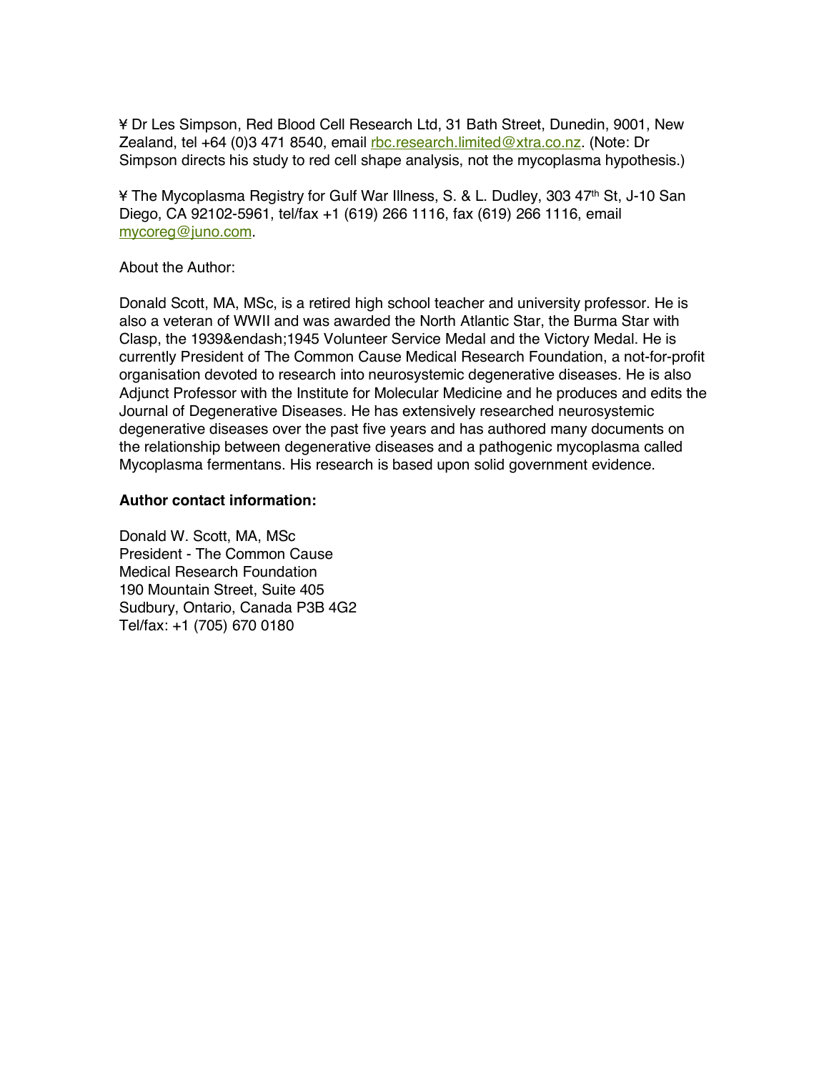¥ Dr Les Simpson, Red Blood Cell Research Ltd, 31 Bath Street, Dunedin, 9001, New Zealand, tel +64 (0)3 471 8540, email rbc.research.limited@xtra.co.nz. (Note: Dr Simpson directs his study to red cell shape analysis, not the mycoplasma hypothesis.)

¥ The Mycoplasma Registry for Gulf War Illness, S. & L. Dudley, 303 47th St, J-10 San Diego, CA 92102-5961, tel/fax +1 (619) 266 1116, fax (619) 266 1116, email mycoreg@juno.com.

About the Author:

Donald Scott, MA, MSc, is a retired high school teacher and university professor. He is also a veteran of WWII and was awarded the North Atlantic Star, the Burma Star with Clasp, the 1939&endash;1945 Volunteer Service Medal and the Victory Medal. He is currently President of The Common Cause Medical Research Foundation, a not-for-profit organisation devoted to research into neurosystemic degenerative diseases. He is also Adjunct Professor with the Institute for Molecular Medicine and he produces and edits the Journal of Degenerative Diseases. He has extensively researched neurosystemic degenerative diseases over the past five years and has authored many documents on the relationship between degenerative diseases and a pathogenic mycoplasma called Mycoplasma fermentans. His research is based upon solid government evidence.

**Author contact information:**

Donald W. Scott, MA, MSc
President - The Common Cause
Medical Research Foundation
190 Mountain Street, Suite 405
Sudbury, Ontario, Canada P3B 4G2
Tel/fax: +1 (705) 670 0180